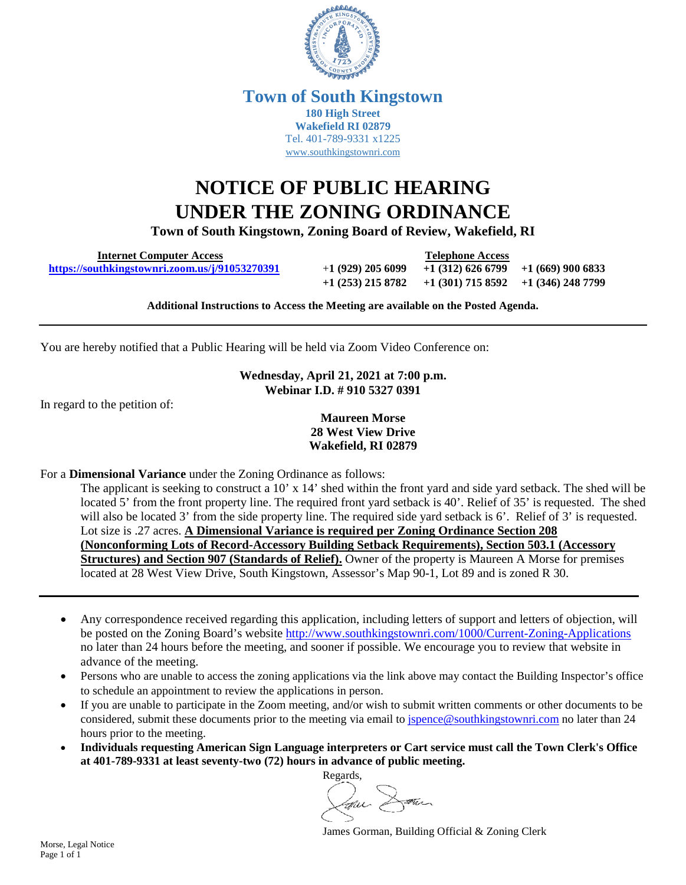# Town of South Kingstown

**180 High Street**
**Wakefield RI 02879**
Tel. 401-789-9331 x1225
www.southkingstownri.com

# NOTICE OF PUBLIC HEARING UNDER THE ZONING ORDINANCE

**Town of South Kingstown, Zoning Board of Review, Wakefield, RI**

| Internet Computer Access | Telephone Access | | |
|---|---|---|---|
| https://southkingstownri.zoom.us/j/91053270391 | +1 (929) 205 6099 | +1 (312) 626 6799 | +1 (669) 900 6833 |
| | +1 (253) 215 8782 | +1 (301) 715 8592 | +1 (346) 248 7799 |

**Additional Instructions to Access the Meeting are available on the Posted Agenda.**

---

You are hereby notified that a Public Hearing will be held via Zoom Video Conference on:

**Wednesday, April 21, 2021 at 7:00 p.m.**
**Webinar I.D. # 910 5327 0391**

In regard to the petition of:

**Maureen Morse**
**28 West View Drive**
**Wakefield, RI 02879**

For a **Dimensional Variance** under the Zoning Ordinance as follows:

The applicant is seeking to construct a 10' x 14' shed within the front yard and side yard setback. The shed will be located 5' from the front property line. The required front yard setback is 40'. Relief of 35' is requested. The shed will also be located 3' from the side property line. The required side yard setback is 6'. Relief of 3' is requested. Lot size is .27 acres. **A Dimensional Variance is required per Zoning Ordinance Section 208 (Nonconforming Lots of Record-Accessory Building Setback Requirements), Section 503.1 (Accessory Structures) and Section 907 (Standards of Relief).** Owner of the property is Maureen A Morse for premises located at 28 West View Drive, South Kingstown, Assessor's Map 90-1, Lot 89 and is zoned R 30.

---

- Any correspondence received regarding this application, including letters of support and letters of objection, will be posted on the Zoning Board's website http://www.southkingstownri.com/1000/Current-Zoning-Applications no later than 24 hours before the meeting, and sooner if possible. We encourage you to review that website in advance of the meeting.
- Persons who are unable to access the zoning applications via the link above may contact the Building Inspector's office to schedule an appointment to review the applications in person.
- If you are unable to participate in the Zoom meeting, and/or wish to submit written comments or other documents to be considered, submit these documents prior to the meeting via email to jspence@southkingstownri.com no later than 24 hours prior to the meeting.
- **Individuals requesting American Sign Language interpreters or Cart service must call the Town Clerk's Office at 401-789-9331 at least seventy-two (72) hours in advance of public meeting.**

Regards,

James Gorman, Building Official & Zoning Clerk

Morse, Legal Notice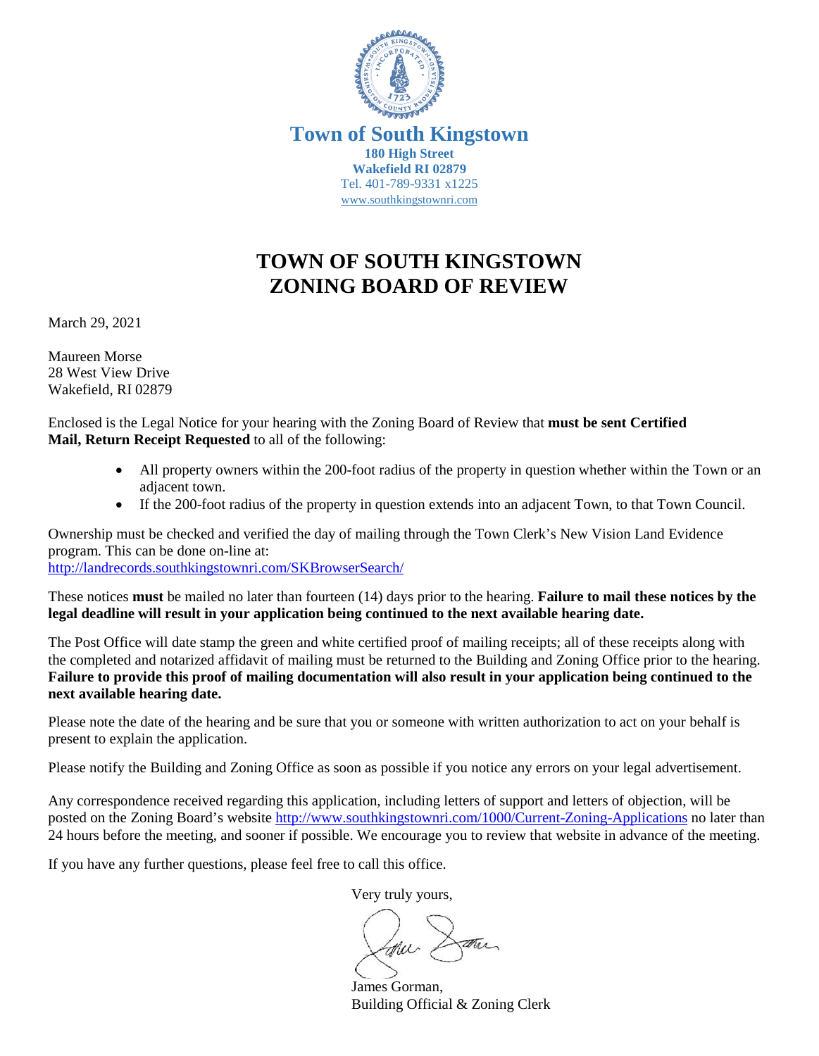**Town of South Kingstown**
**180 High Street**
**Wakefield RI 02879**
Tel. 401-789-9331 x1225
www.southkingstownri.com

# TOWN OF SOUTH KINGSTOWN
# ZONING BOARD OF REVIEW

March 29, 2021

Maureen Morse
28 West View Drive
Wakefield, RI 02879

Enclosed is the Legal Notice for your hearing with the Zoning Board of Review that **must be sent Certified Mail, Return Receipt Requested** to all of the following:

- All property owners within the 200-foot radius of the property in question whether within the Town or an adjacent town.
- If the 200-foot radius of the property in question extends into an adjacent Town, to that Town Council.

Ownership must be checked and verified the day of mailing through the Town Clerk's New Vision Land Evidence program. This can be done on-line at:
http://landrecords.southkingstownri.com/SKBrowserSearch/

These notices **must** be mailed no later than fourteen (14) days prior to the hearing. **Failure to mail these notices by the legal deadline will result in your application being continued to the next available hearing date.**

The Post Office will date stamp the green and white certified proof of mailing receipts; all of these receipts along with the completed and notarized affidavit of mailing must be returned to the Building and Zoning Office prior to the hearing. **Failure to provide this proof of mailing documentation will also result in your application being continued to the next available hearing date.**

Please note the date of the hearing and be sure that you or someone with written authorization to act on your behalf is present to explain the application.

Please notify the Building and Zoning Office as soon as possible if you notice any errors on your legal advertisement.

Any correspondence received regarding this application, including letters of support and letters of objection, will be posted on the Zoning Board's website http://www.southkingstownri.com/1000/Current-Zoning-Applications no later than 24 hours before the meeting, and sooner if possible. We encourage you to review that website in advance of the meeting.

If you have any further questions, please feel free to call this office.

Very truly yours,

James Gorman,
Building Official & Zoning Clerk